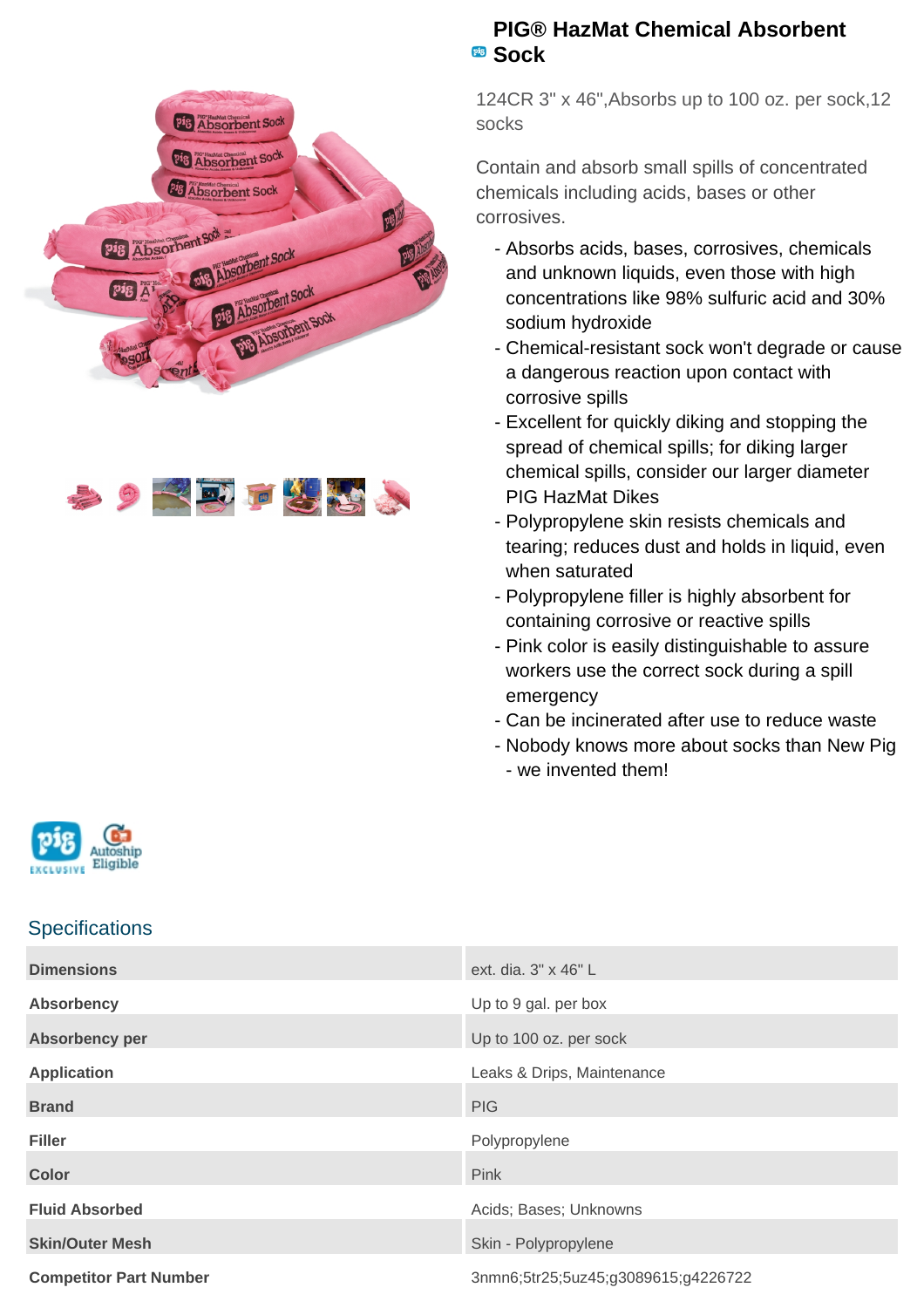# PIG® HazMat Chemical Absorbent Sock

124CR 3" x 46",Absorbs up to 100 oz. per sock,12 socks

Contain and absorb small spills of concentrated chemicals including acids, bases or other corrosives.

- Absorbs acids, bases, corrosives, chemicals and unknown liquids, even those with high concentrations like 98% sulfuric acid and 30% sodium hydroxide
- Chemical-resistant sock won't degrade or cause a dangerous reaction upon contact with corrosive spills
- Excellent for quickly diking and stopping the spread of chemical spills; for diking larger chemical spills, consider our larger diameter PIG HazMat Dikes
- Polypropylene skin resists chemicals and tearing; reduces dust and holds in liquid, even when saturated
- Polypropylene filler is highly absorbent for containing corrosive or reactive spills
- Pink color is easily distinguishable to assure workers use the correct sock during a spill emergency
- Can be incinerated after use to reduce waste
- Nobody knows more about socks than New Pig - we invented them!

## Specifications

| | |
|---|---|
| **Dimensions** | ext. dia. 3" x 46" L |
| **Absorbency** | Up to 9 gal. per box |
| **Absorbency per** | Up to 100 oz. per sock |
| **Application** | Leaks & Drips, Maintenance |
| **Brand** | PIG |
| **Filler** | Polypropylene |
| **Color** | Pink |
| **Fluid Absorbed** | Acids; Bases; Unknowns |
| **Skin/Outer Mesh** | Skin - Polypropylene |
| **Competitor Part Number** | 3nmn6;5tr25;5uz45;g3089615;g4226722 |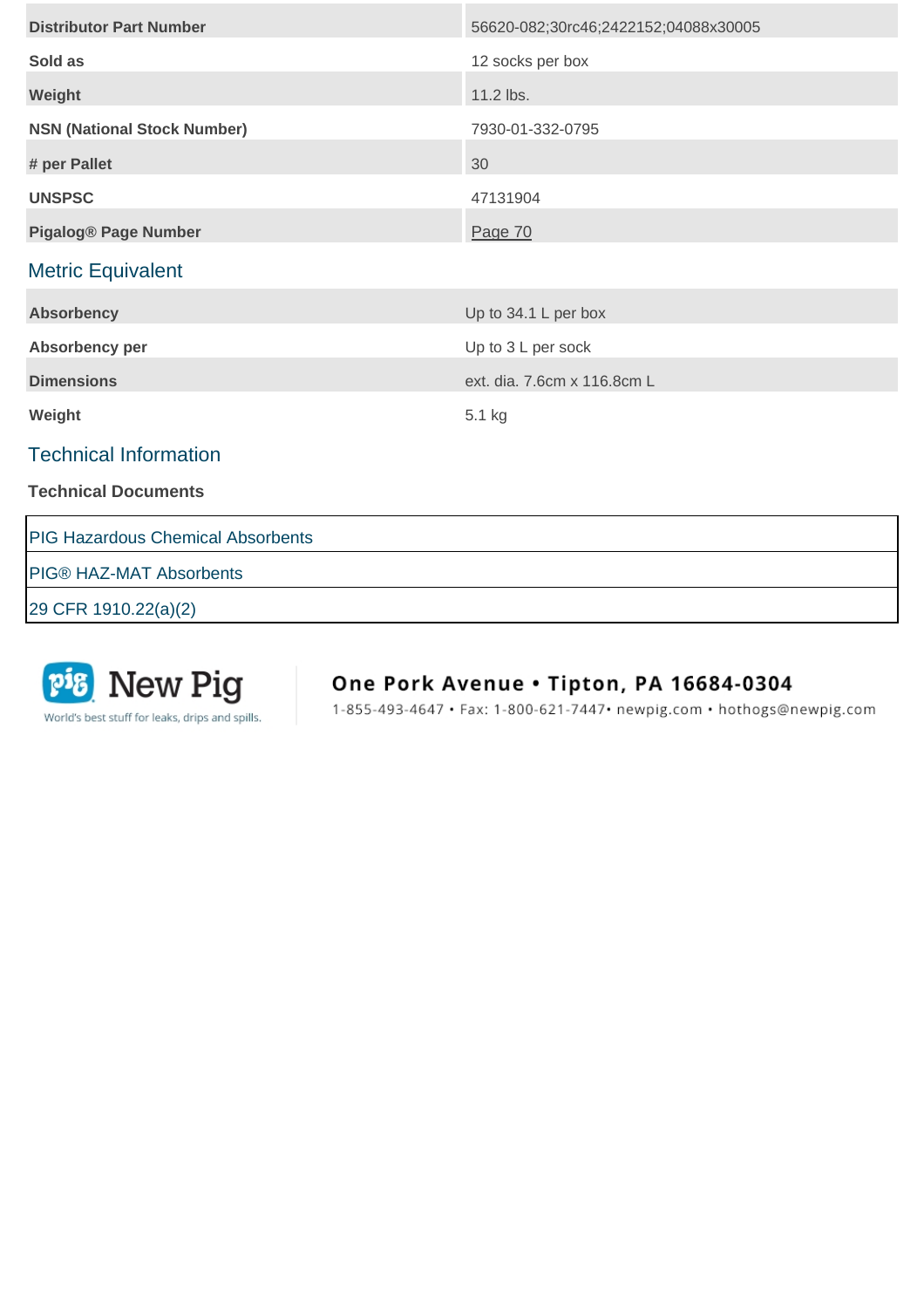| | |
|---|---|
| **Distributor Part Number** | 56620-082;30rc46;2422152;04088x30005 |
| **Sold as** | 12 socks per box |
| **Weight** | 11.2 lbs. |
| **NSN (National Stock Number)** | 7930-01-332-0795 |
| **# per Pallet** | 30 |
| **UNSPSC** | 47131904 |
| **Pigalog® Page Number** | Page 70 |

## Metric Equivalent

| | |
|---|---|
| **Absorbency** | Up to 34.1 L per box |
| **Absorbency per** | Up to 3 L per sock |
| **Dimensions** | ext. dia. 7.6cm x 116.8cm L |
| **Weight** | 5.1 kg |

## Technical Information

### Technical Documents

- PIG Hazardous Chemical Absorbents
- PIG® HAZ-MAT Absorbents
- 29 CFR 1910.22(a)(2)

New Pig
World's best stuff for leaks, drips and spills.

**One Pork Avenue • Tipton, PA 16684-0304**
1-855-493-4647 • Fax: 1-800-621-7447• newpig.com • hothogs@newpig.com